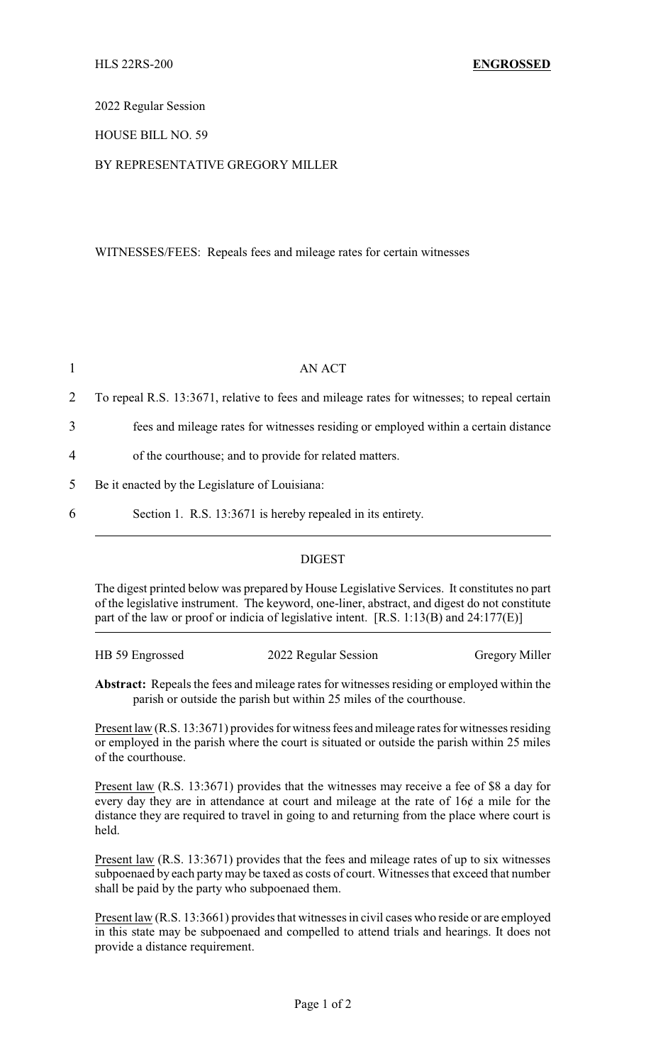HLS 22RS-200 **ENGROSSED**

2022 Regular Session

HOUSE BILL NO. 59

BY REPRESENTATIVE GREGORY MILLER

WITNESSES/FEES: Repeals fees and mileage rates for certain witnesses

1 AN ACT

2 To repeal R.S. 13:3671, relative to fees and mileage rates for witnesses; to repeal certain

3 fees and mileage rates for witnesses residing or employed within a certain distance

4 of the courthouse; and to provide for related matters.

5 Be it enacted by the Legislature of Louisiana:

6 Section 1. R.S. 13:3671 is hereby repealed in its entirety.

---

## DIGEST

The digest printed below was prepared by House Legislative Services. It constitutes no part of the legislative instrument. The keyword, one-liner, abstract, and digest do not constitute part of the law or proof or indicia of legislative intent. [R.S. 1:13(B) and 24:177(E)]

---

HB 59 Engrossed 2022 Regular Session Gregory Miller

**Abstract:** Repeals the fees and mileage rates for witnesses residing or employed within the parish or outside the parish but within 25 miles of the courthouse.

Present law (R.S. 13:3671) provides for witness fees and mileage rates for witnesses residing or employed in the parish where the court is situated or outside the parish within 25 miles of the courthouse.

Present law (R.S. 13:3671) provides that the witnesses may receive a fee of $8 a day for every day they are in attendance at court and mileage at the rate of 16¢ a mile for the distance they are required to travel in going to and returning from the place where court is held.

Present law (R.S. 13:3671) provides that the fees and mileage rates of up to six witnesses subpoenaed by each party may be taxed as costs of court. Witnesses that exceed that number shall be paid by the party who subpoenaed them.

Present law (R.S. 13:3661) provides that witnesses in civil cases who reside or are employed in this state may be subpoenaed and compelled to attend trials and hearings. It does not provide a distance requirement.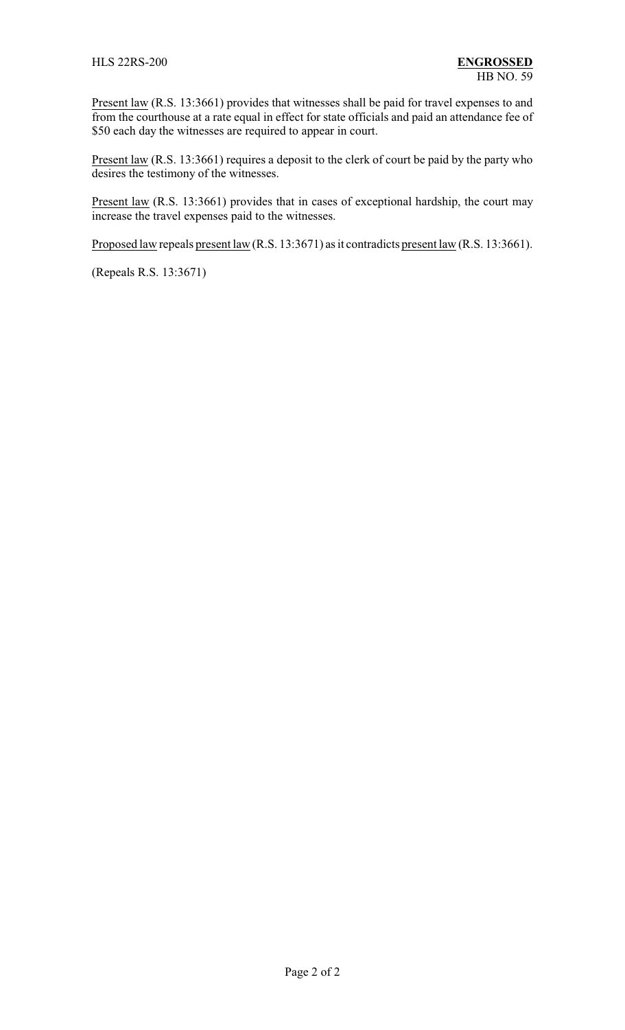Present law (R.S. 13:3661) provides that witnesses shall be paid for travel expenses to and from the courthouse at a rate equal in effect for state officials and paid an attendance fee of $50 each day the witnesses are required to appear in court.

Present law (R.S. 13:3661) requires a deposit to the clerk of court be paid by the party who desires the testimony of the witnesses.

Present law (R.S. 13:3661) provides that in cases of exceptional hardship, the court may increase the travel expenses paid to the witnesses.

Proposed law repeals present law (R.S. 13:3671) as it contradicts present law (R.S. 13:3661).

(Repeals R.S. 13:3671)